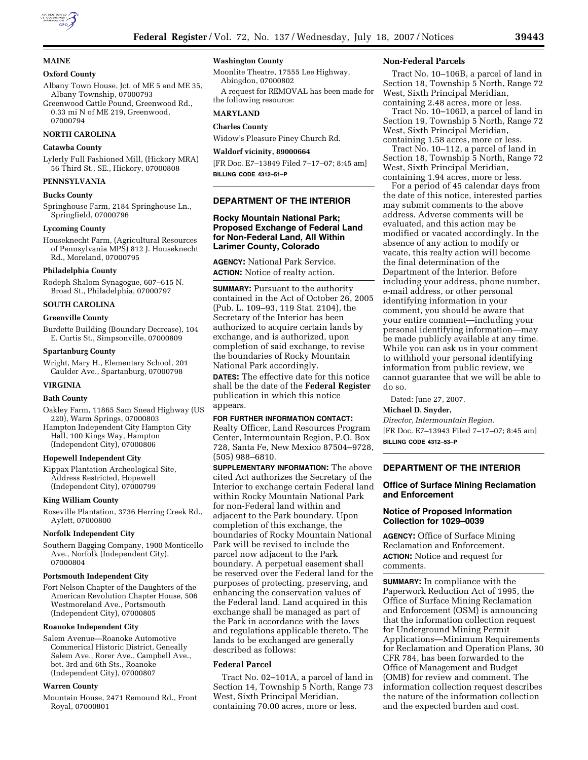## MAINE

### Oxford County

Albany Town House, Jct. of ME 5 and ME 35, Albany Township, 07000793

Greenwood Cattle Pound, Greenwood Rd., 0.33 mi N of ME 219, Greenwood, 07000794

## NORTH CAROLINA

### Catawba County

Lylerly Full Fashioned Mill, (Hickory MRA) 56 Third St., SE., Hickory, 07000808

## PENNSYLVANIA

### Bucks County

Springhouse Farm, 2184 Springhouse Ln., Springfield, 07000796

### Lycoming County

Houseknecht Farm, (Agricultural Resources of Pennsylvania MPS) 812 J. Houseknecht Rd., Moreland, 07000795

### Philadelphia County

Rodeph Shalom Synagogue, 607–615 N. Broad St., Philadelphia, 07000797

## SOUTH CAROLINA

### Greenville County

Burdette Building (Boundary Decrease), 104 E. Curtis St., Simpsonville, 07000809

### Spartanburg County

Wright, Mary H., Elementary School, 201 Caulder Ave., Spartanburg, 07000798

## VIRGINIA

### Bath County

Oakley Farm, 11865 Sam Snead Highway (US 220), Warm Springs, 07000803

Hampton Independent City Hampton City Hall, 100 Kings Way, Hampton (Independent City), 07000806

### Hopewell Independent City

Kippax Plantation Archeological Site, Address Restricted, Hopewell (Independent City), 07000799

### King William County

Roseville Plantation, 3736 Herring Creek Rd., Aylett, 07000800

### Norfolk Independent City

Southern Bagging Company, 1900 Monticello Ave., Norfolk (Independent City), 07000804

### Portsmouth Independent City

Fort Nelson Chapter of the Daughters of the American Revolution Chapter House, 506 Westmoreland Ave., Portsmouth (Independent City), 07000805

### Roanoke Independent City

Salem Avenue—Roanoke Automotive Commerical Historic District, Geneally Salem Ave., Rorer Ave., Campbell Ave., bet. 3rd and 6th Sts., Roanoke (Independent City), 07000807

### Warren County

Mountain House, 2471 Remound Rd., Front Royal, 07000801

### Washington County

Moonlite Theatre, 17555 Lee Highway, Abingdon, 07000802

A request for REMOVAL has been made for the following resource:

## MARYLAND

### Charles County

Widow's Pleasure Piney Church Rd.

**Waldorf vicinity, 89000664**

[FR Doc. E7–13849 Filed 7–17–07; 8:45 am]

**BILLING CODE 4312–51–P**

---

## DEPARTMENT OF THE INTERIOR

### Rocky Mountain National Park; Proposed Exchange of Federal Land for Non-Federal Land, All Within Larimer County, Colorado

**AGENCY:** National Park Service.

**ACTION:** Notice of realty action.

**SUMMARY:** Pursuant to the authority contained in the Act of October 26, 2005 (Pub. L. 109–93, 119 Stat. 2104), the Secretary of the Interior has been authorized to acquire certain lands by exchange, and is authorized, upon completion of said exchange, to revise the boundaries of Rocky Mountain National Park accordingly.

**DATES:** The effective date for this notice shall be the date of the **Federal Register** publication in which this notice appears.

**FOR FURTHER INFORMATION CONTACT:** Realty Officer, Land Resources Program Center, Intermountain Region, P.O. Box 728, Santa Fe, New Mexico 87504–9728, (505) 988–6810.

**SUPPLEMENTARY INFORMATION:** The above cited Act authorizes the Secretary of the Interior to exchange certain Federal land within Rocky Mountain National Park for non-Federal land within and adjacent to the Park boundary. Upon completion of this exchange, the boundaries of Rocky Mountain National Park will be revised to include the parcel now adjacent to the Park boundary. A perpetual easement shall be reserved over the Federal land for the purposes of protecting, preserving, and enhancing the conservation values of the Federal land. Land acquired in this exchange shall be managed as part of the Park in accordance with the laws and regulations applicable thereto. The lands to be exchanged are generally described as follows:

#### Federal Parcel

Tract No. 02–101A, a parcel of land in Section 14, Township 5 North, Range 73 West, Sixth Principal Meridian, containing 70.00 acres, more or less.

#### Non-Federal Parcels

Tract No. 10–106B, a parcel of land in Section 18, Township 5 North, Range 72 West, Sixth Principal Meridian, containing 2.48 acres, more or less.

Tract No. 10–106D, a parcel of land in Section 19, Township 5 North, Range 72 West, Sixth Principal Meridian, containing 1.58 acres, more or less.

Tract No. 10–112, a parcel of land in Section 18, Township 5 North, Range 72 West, Sixth Principal Meridian, containing 1.94 acres, more or less.

For a period of 45 calendar days from the date of this notice, interested parties may submit comments to the above address. Adverse comments will be evaluated, and this action may be modified or vacated accordingly. In the absence of any action to modify or vacate, this realty action will become the final determination of the Department of the Interior. Before including your address, phone number, e-mail address, or other personal identifying information in your comment, you should be aware that your entire comment—including your personal identifying information—may be made publicly available at any time. While you can ask us in your comment to withhold your personal identifying information from public review, we cannot guarantee that we will be able to do so.

Dated: June 27, 2007.

**Michael D. Snyder,**

*Director, Intermountain Region.*

[FR Doc. E7–13943 Filed 7–17–07; 8:45 am]

**BILLING CODE 4312–53–P**

---

## DEPARTMENT OF THE INTERIOR

### Office of Surface Mining Reclamation and Enforcement

### Notice of Proposed Information Collection for 1029–0039

**AGENCY:** Office of Surface Mining Reclamation and Enforcement.

**ACTION:** Notice and request for comments.

**SUMMARY:** In compliance with the Paperwork Reduction Act of 1995, the Office of Surface Mining Reclamation and Enforcement (OSM) is announcing that the information collection request for Underground Mining Permit Applications—Minimum Requirements for Reclamation and Operation Plans, 30 CFR 784, has been forwarded to the Office of Management and Budget (OMB) for review and comment. The information collection request describes the nature of the information collection and the expected burden and cost.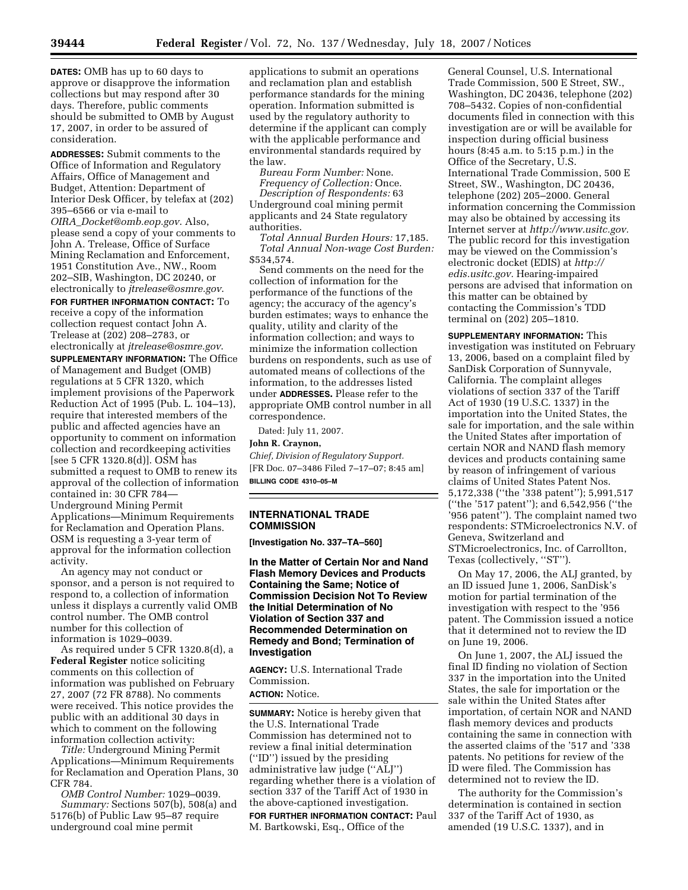**DATES:** OMB has up to 60 days to approve or disapprove the information collections but may respond after 30 days. Therefore, public comments should be submitted to OMB by August 17, 2007, in order to be assured of consideration.

**ADDRESSES:** Submit comments to the Office of Information and Regulatory Affairs, Office of Management and Budget, Attention: Department of Interior Desk Officer, by telefax at (202) 395–6566 or via e-mail to *OIRA_Docket@omb.eop.gov*. Also, please send a copy of your comments to John A. Trelease, Office of Surface Mining Reclamation and Enforcement, 1951 Constitution Ave., NW., Room 202–SIB, Washington, DC 20240, or electronically to *jtrelease@osmre.gov*.

**FOR FURTHER INFORMATION CONTACT:** To receive a copy of the information collection request contact John A. Trelease at (202) 208–2783, or electronically at *jtrelease@osmre.gov*.

**SUPPLEMENTARY INFORMATION:** The Office of Management and Budget (OMB) regulations at 5 CFR 1320, which implement provisions of the Paperwork Reduction Act of 1995 (Pub. L. 104–13), require that interested members of the public and affected agencies have an opportunity to comment on information collection and recordkeeping activities [see 5 CFR 1320.8(d)]. OSM has submitted a request to OMB to renew its approval of the collection of information contained in: 30 CFR 784—Underground Mining Permit Applications—Minimum Requirements for Reclamation and Operation Plans. OSM is requesting a 3-year term of approval for the information collection activity.

An agency may not conduct or sponsor, and a person is not required to respond to, a collection of information unless it displays a currently valid OMB control number. The OMB control number for this collection of information is 1029–0039.

As required under 5 CFR 1320.8(d), a **Federal Register** notice soliciting comments on this collection of information was published on February 27, 2007 (72 FR 8788). No comments were received. This notice provides the public with an additional 30 days in which to comment on the following information collection activity:

*Title:* Underground Mining Permit Applications—Minimum Requirements for Reclamation and Operation Plans, 30 CFR 784.

*OMB Control Number:* 1029–0039.

*Summary:* Sections 507(b), 508(a) and 5176(b) of Public Law 95–87 require underground coal mine permit applications to submit an operations and reclamation plan and establish performance standards for the mining operation. Information submitted is used by the regulatory authority to determine if the applicant can comply with the applicable performance and environmental standards required by the law.

*Bureau Form Number:* None.

*Frequency of Collection:* Once.

*Description of Respondents:* 63 Underground coal mining permit applicants and 24 State regulatory authorities.

*Total Annual Burden Hours:* 17,185.

*Total Annual Non-wage Cost Burden:* $534,574.

Send comments on the need for the collection of information for the performance of the functions of the agency; the accuracy of the agency's burden estimates; ways to enhance the quality, utility and clarity of the information collection; and ways to minimize the information collection burdens on respondents, such as use of automated means of collections of the information, to the addresses listed under **ADDRESSES.** Please refer to the appropriate OMB control number in all correspondence.

Dated: July 11, 2007.

**John R. Craynon,**

*Chief, Division of Regulatory Support.*

[FR Doc. 07–3486 Filed 7–17–07; 8:45 am]

**BILLING CODE 4310–05–M**

## INTERNATIONAL TRADE COMMISSION

**[Investigation No. 337–TA–560]**

### In the Matter of Certain Nor and Nand Flash Memory Devices and Products Containing the Same; Notice of Commission Decision Not To Review the Initial Determination of No Violation of Section 337 and Recommended Determination on Remedy and Bond; Termination of Investigation

**AGENCY:** U.S. International Trade Commission.

**ACTION:** Notice.

**SUMMARY:** Notice is hereby given that the U.S. International Trade Commission has determined not to review a final initial determination ("ID") issued by the presiding administrative law judge ("ALJ") regarding whether there is a violation of section 337 of the Tariff Act of 1930 in the above-captioned investigation.

**FOR FURTHER INFORMATION CONTACT:** Paul M. Bartkowski, Esq., Office of the General Counsel, U.S. International Trade Commission, 500 E Street, SW., Washington, DC 20436, telephone (202) 708–5432. Copies of non-confidential documents filed in connection with this investigation are or will be available for inspection during official business hours (8:45 a.m. to 5:15 p.m.) in the Office of the Secretary, U.S. International Trade Commission, 500 E Street, SW., Washington, DC 20436, telephone (202) 205–2000. General information concerning the Commission may also be obtained by accessing its Internet server at *http://www.usitc.gov*. The public record for this investigation may be viewed on the Commission's electronic docket (EDIS) at *http://edis.usitc.gov*. Hearing-impaired persons are advised that information on this matter can be obtained by contacting the Commission's TDD terminal on (202) 205–1810.

**SUPPLEMENTARY INFORMATION:** This investigation was instituted on February 13, 2006, based on a complaint filed by SanDisk Corporation of Sunnyvale, California. The complaint alleges violations of section 337 of the Tariff Act of 1930 (19 U.S.C. 1337) in the importation into the United States, the sale for importation, and the sale within the United States after importation of certain NOR and NAND flash memory devices and products containing same by reason of infringement of various claims of United States Patent Nos. 5,172,338 ("the '338 patent"); 5,991,517 ("the '517 patent"); and 6,542,956 ("the '956 patent"). The complaint named two respondents: STMicroelectronics N.V. of Geneva, Switzerland and STMicroelectronics, Inc. of Carrollton, Texas (collectively, "ST").

On May 17, 2006, the ALJ granted, by an ID issued June 1, 2006, SanDisk's motion for partial termination of the investigation with respect to the '956 patent. The Commission issued a notice that it determined not to review the ID on June 19, 2006.

On June 1, 2007, the ALJ issued the final ID finding no violation of Section 337 in the importation into the United States, the sale for importation or the sale within the United States after importation, of certain NOR and NAND flash memory devices and products containing the same in connection with the asserted claims of the '517 and '338 patents. No petitions for review of the ID were filed. The Commission has determined not to review the ID.

The authority for the Commission's determination is contained in section 337 of the Tariff Act of 1930, as amended (19 U.S.C. 1337), and in